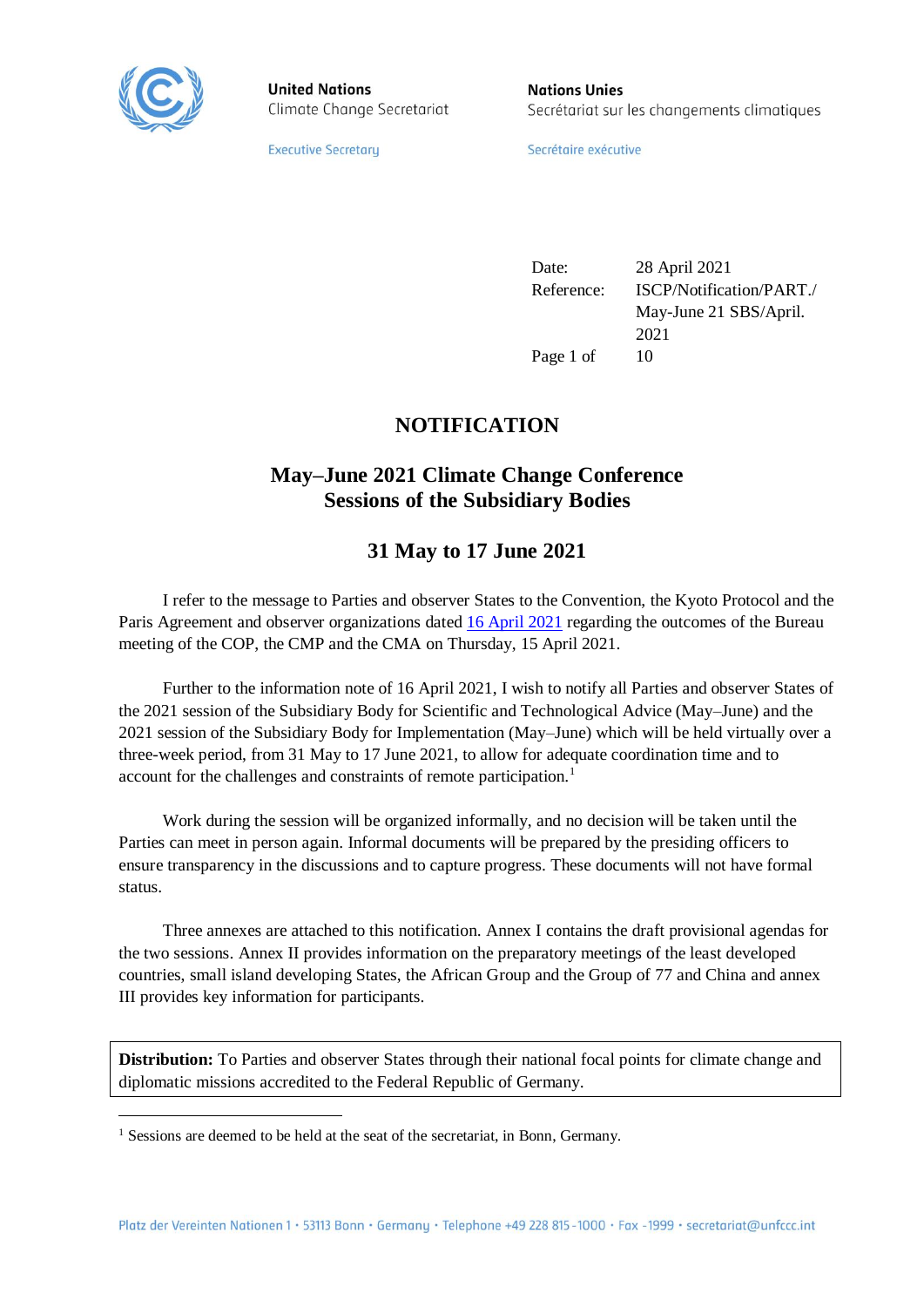**United Nations**
Climate Change Secretariat

Executive Secretary

**Nations Unies**
Secrétariat sur les changements climatiques

Secrétaire exécutive

| | |
|---|---|
| Date: | 28 April 2021 |
| Reference: | ISCP/Notification/PART./ May-June 21 SBS/April. 2021 |
| Page 1 of | 10 |

# NOTIFICATION

## May–June 2021 Climate Change Conference Sessions of the Subsidiary Bodies

## 31 May to 17 June 2021

I refer to the message to Parties and observer States to the Convention, the Kyoto Protocol and the Paris Agreement and observer organizations dated 16 April 2021 regarding the outcomes of the Bureau meeting of the COP, the CMP and the CMA on Thursday, 15 April 2021.

Further to the information note of 16 April 2021, I wish to notify all Parties and observer States of the 2021 session of the Subsidiary Body for Scientific and Technological Advice (May–June) and the 2021 session of the Subsidiary Body for Implementation (May–June) which will be held virtually over a three-week period, from 31 May to 17 June 2021, to allow for adequate coordination time and to account for the challenges and constraints of remote participation.[1]

Work during the session will be organized informally, and no decision will be taken until the Parties can meet in person again. Informal documents will be prepared by the presiding officers to ensure transparency in the discussions and to capture progress. These documents will not have formal status.

Three annexes are attached to this notification. Annex I contains the draft provisional agendas for the two sessions. Annex II provides information on the preparatory meetings of the least developed countries, small island developing States, the African Group and the Group of 77 and China and annex III provides key information for participants.

**Distribution:** To Parties and observer States through their national focal points for climate change and diplomatic missions accredited to the Federal Republic of Germany.

[1] Sessions are deemed to be held at the seat of the secretariat, in Bonn, Germany.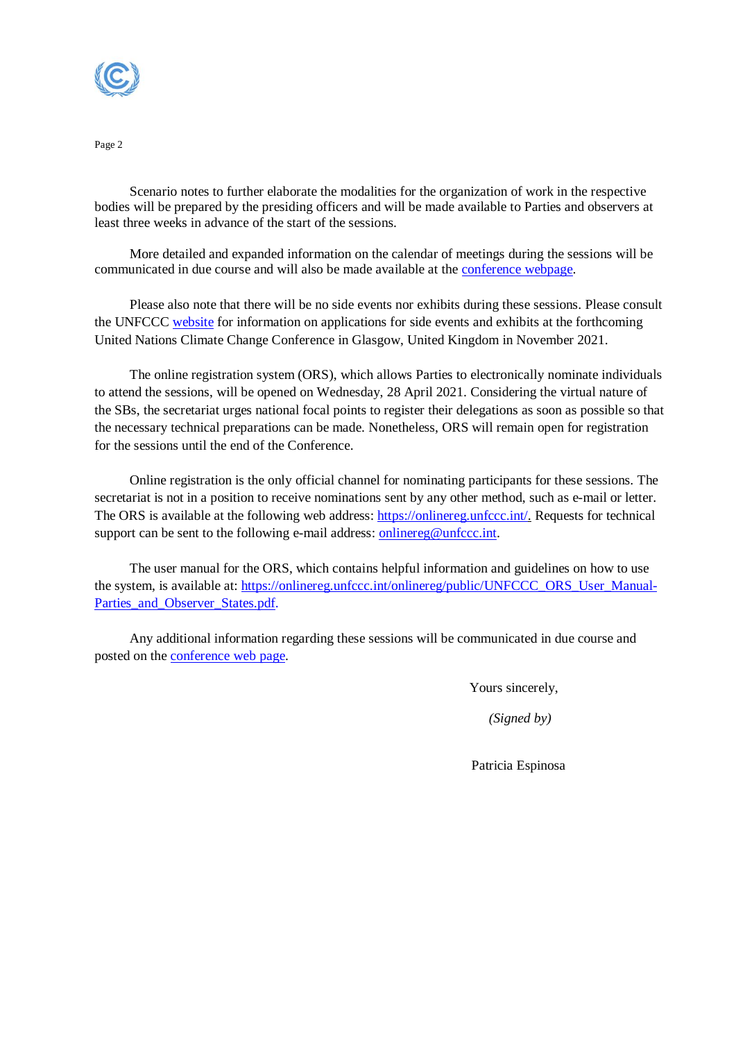Scenario notes to further elaborate the modalities for the organization of work in the respective bodies will be prepared by the presiding officers and will be made available to Parties and observers at least three weeks in advance of the start of the sessions.

More detailed and expanded information on the calendar of meetings during the sessions will be communicated in due course and will also be made available at the conference webpage.

Please also note that there will be no side events nor exhibits during these sessions. Please consult the UNFCCC website for information on applications for side events and exhibits at the forthcoming United Nations Climate Change Conference in Glasgow, United Kingdom in November 2021.

The online registration system (ORS), which allows Parties to electronically nominate individuals to attend the sessions, will be opened on Wednesday, 28 April 2021. Considering the virtual nature of the SBs, the secretariat urges national focal points to register their delegations as soon as possible so that the necessary technical preparations can be made. Nonetheless, ORS will remain open for registration for the sessions until the end of the Conference.

Online registration is the only official channel for nominating participants for these sessions. The secretariat is not in a position to receive nominations sent by any other method, such as e-mail or letter. The ORS is available at the following web address: https://onlinereg.unfccc.int/. Requests for technical support can be sent to the following e-mail address: onlinereg@unfccc.int.

The user manual for the ORS, which contains helpful information and guidelines on how to use the system, is available at: https://onlinereg.unfccc.int/onlinereg/public/UNFCCC_ORS_User_Manual-Parties_and_Observer_States.pdf.

Any additional information regarding these sessions will be communicated in due course and posted on the conference web page.

Yours sincerely,

*(Signed by)*

Patricia Espinosa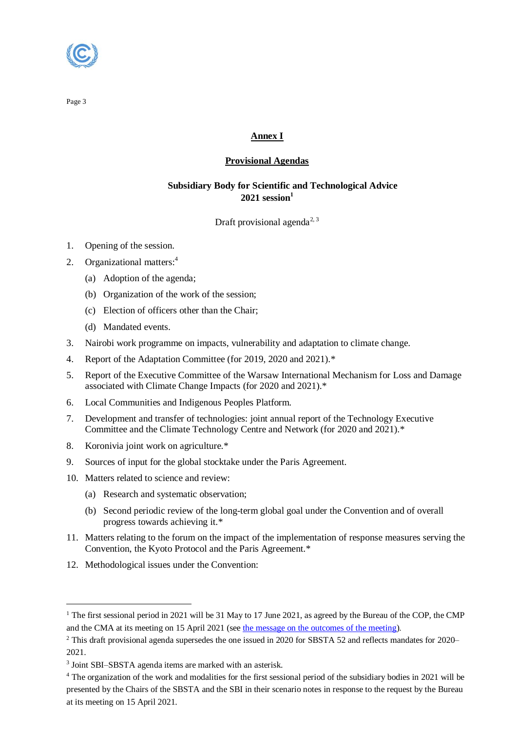## Annex I

## Provisional Agendas

### Subsidiary Body for Scientific and Technological Advice 2021 session[1]

Draft provisional agenda[2, 3]

1. Opening of the session.
2. Organizational matters:[4]
   (a) Adoption of the agenda;
   (b) Organization of the work of the session;
   (c) Election of officers other than the Chair;
   (d) Mandated events.
3. Nairobi work programme on impacts, vulnerability and adaptation to climate change.
4. Report of the Adaptation Committee (for 2019, 2020 and 2021).*
5. Report of the Executive Committee of the Warsaw International Mechanism for Loss and Damage associated with Climate Change Impacts (for 2020 and 2021).*
6. Local Communities and Indigenous Peoples Platform.
7. Development and transfer of technologies: joint annual report of the Technology Executive Committee and the Climate Technology Centre and Network (for 2020 and 2021).*
8. Koronivia joint work on agriculture.*
9. Sources of input for the global stocktake under the Paris Agreement.
10. Matters related to science and review:
    (a) Research and systematic observation;
    (b) Second periodic review of the long-term global goal under the Convention and of overall progress towards achieving it.*
11. Matters relating to the forum on the impact of the implementation of response measures serving the Convention, the Kyoto Protocol and the Paris Agreement.*
12. Methodological issues under the Convention:

---

[1] The first sessional period in 2021 will be 31 May to 17 June 2021, as agreed by the Bureau of the COP, the CMP and the CMA at its meeting on 15 April 2021 (see the message on the outcomes of the meeting).

[2] This draft provisional agenda supersedes the one issued in 2020 for SBSTA 52 and reflects mandates for 2020–2021.

[3] Joint SBI–SBSTA agenda items are marked with an asterisk.

[4] The organization of the work and modalities for the first sessional period of the subsidiary bodies in 2021 will be presented by the Chairs of the SBSTA and the SBI in their scenario notes in response to the request by the Bureau at its meeting on 15 April 2021.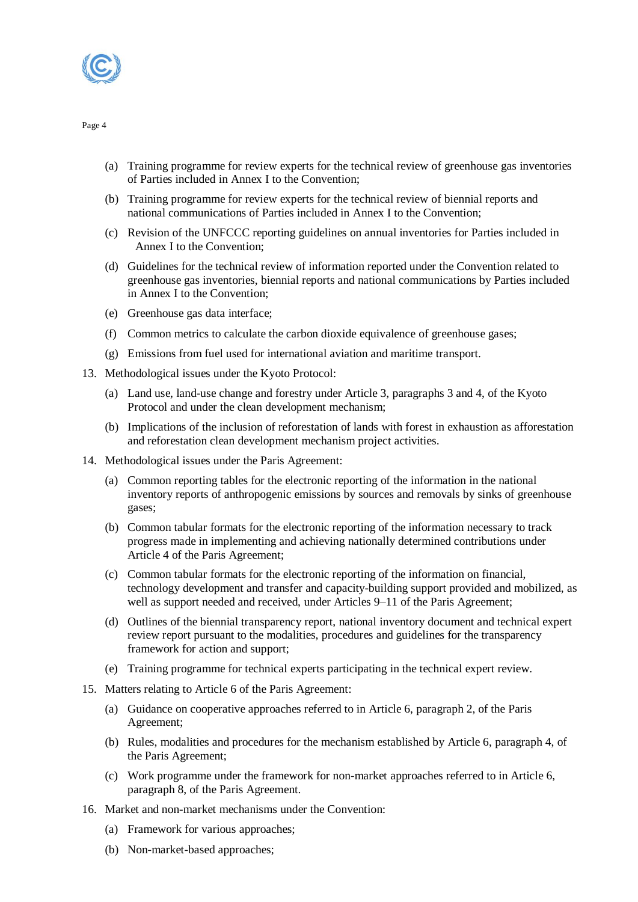(a) Training programme for review experts for the technical review of greenhouse gas inventories of Parties included in Annex I to the Convention;

(b) Training programme for review experts for the technical review of biennial reports and national communications of Parties included in Annex I to the Convention;

(c) Revision of the UNFCCC reporting guidelines on annual inventories for Parties included in Annex I to the Convention;

(d) Guidelines for the technical review of information reported under the Convention related to greenhouse gas inventories, biennial reports and national communications by Parties included in Annex I to the Convention;

(e) Greenhouse gas data interface;

(f) Common metrics to calculate the carbon dioxide equivalence of greenhouse gases;

(g) Emissions from fuel used for international aviation and maritime transport.

13. Methodological issues under the Kyoto Protocol:

(a) Land use, land-use change and forestry under Article 3, paragraphs 3 and 4, of the Kyoto Protocol and under the clean development mechanism;

(b) Implications of the inclusion of reforestation of lands with forest in exhaustion as afforestation and reforestation clean development mechanism project activities.

14. Methodological issues under the Paris Agreement:

(a) Common reporting tables for the electronic reporting of the information in the national inventory reports of anthropogenic emissions by sources and removals by sinks of greenhouse gases;

(b) Common tabular formats for the electronic reporting of the information necessary to track progress made in implementing and achieving nationally determined contributions under Article 4 of the Paris Agreement;

(c) Common tabular formats for the electronic reporting of the information on financial, technology development and transfer and capacity-building support provided and mobilized, as well as support needed and received, under Articles 9–11 of the Paris Agreement;

(d) Outlines of the biennial transparency report, national inventory document and technical expert review report pursuant to the modalities, procedures and guidelines for the transparency framework for action and support;

(e) Training programme for technical experts participating in the technical expert review.

15. Matters relating to Article 6 of the Paris Agreement:

(a) Guidance on cooperative approaches referred to in Article 6, paragraph 2, of the Paris Agreement;

(b) Rules, modalities and procedures for the mechanism established by Article 6, paragraph 4, of the Paris Agreement;

(c) Work programme under the framework for non-market approaches referred to in Article 6, paragraph 8, of the Paris Agreement.

16. Market and non-market mechanisms under the Convention:

(a) Framework for various approaches;

(b) Non-market-based approaches;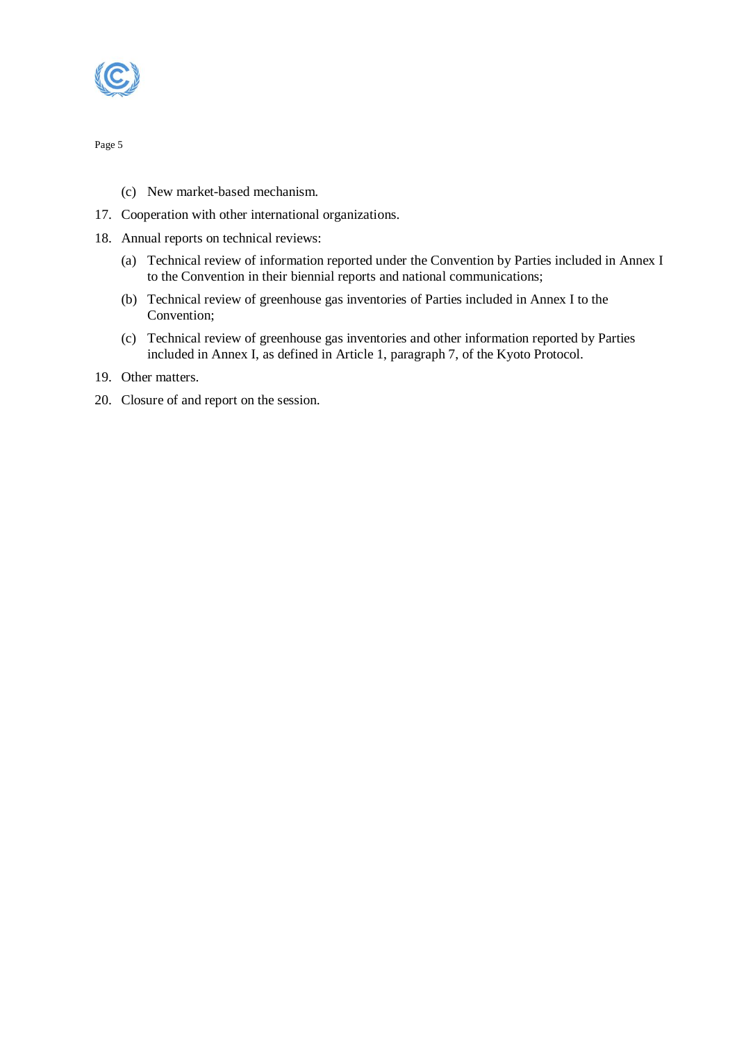(c) New market-based mechanism.

17. Cooperation with other international organizations.

18. Annual reports on technical reviews:

    (a) Technical review of information reported under the Convention by Parties included in Annex I to the Convention in their biennial reports and national communications;

    (b) Technical review of greenhouse gas inventories of Parties included in Annex I to the Convention;

    (c) Technical review of greenhouse gas inventories and other information reported by Parties included in Annex I, as defined in Article 1, paragraph 7, of the Kyoto Protocol.

19. Other matters.

20. Closure of and report on the session.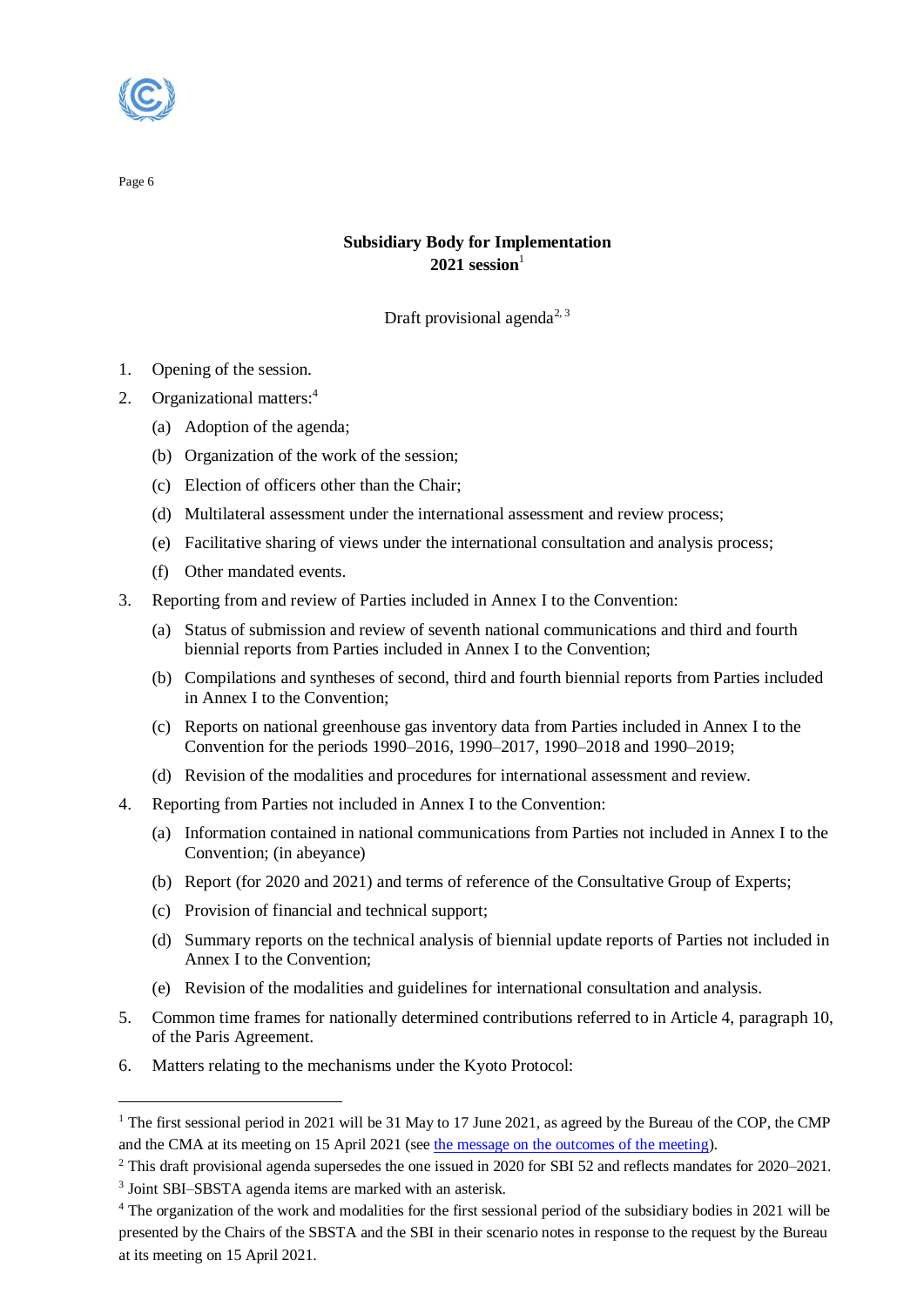**Subsidiary Body for Implementation**
**2021 session**[1]

Draft provisional agenda[2, 3]

1. Opening of the session.
2. Organizational matters:[4]
   - (a) Adoption of the agenda;
   - (b) Organization of the work of the session;
   - (c) Election of officers other than the Chair;
   - (d) Multilateral assessment under the international assessment and review process;
   - (e) Facilitative sharing of views under the international consultation and analysis process;
   - (f) Other mandated events.
3. Reporting from and review of Parties included in Annex I to the Convention:
   - (a) Status of submission and review of seventh national communications and third and fourth biennial reports from Parties included in Annex I to the Convention;
   - (b) Compilations and syntheses of second, third and fourth biennial reports from Parties included in Annex I to the Convention;
   - (c) Reports on national greenhouse gas inventory data from Parties included in Annex I to the Convention for the periods 1990–2016, 1990–2017, 1990–2018 and 1990–2019;
   - (d) Revision of the modalities and procedures for international assessment and review.
4. Reporting from Parties not included in Annex I to the Convention:
   - (a) Information contained in national communications from Parties not included in Annex I to the Convention; (in abeyance)
   - (b) Report (for 2020 and 2021) and terms of reference of the Consultative Group of Experts;
   - (c) Provision of financial and technical support;
   - (d) Summary reports on the technical analysis of biennial update reports of Parties not included in Annex I to the Convention;
   - (e) Revision of the modalities and guidelines for international consultation and analysis.
5. Common time frames for nationally determined contributions referred to in Article 4, paragraph 10, of the Paris Agreement.
6. Matters relating to the mechanisms under the Kyoto Protocol:

---

[1] The first sessional period in 2021 will be 31 May to 17 June 2021, as agreed by the Bureau of the COP, the CMP and the CMA at its meeting on 15 April 2021 (see the message on the outcomes of the meeting).

[2] This draft provisional agenda supersedes the one issued in 2020 for SBI 52 and reflects mandates for 2020–2021.

[3] Joint SBI–SBSTA agenda items are marked with an asterisk.

[4] The organization of the work and modalities for the first sessional period of the subsidiary bodies in 2021 will be presented by the Chairs of the SBSTA and the SBI in their scenario notes in response to the request by the Bureau at its meeting on 15 April 2021.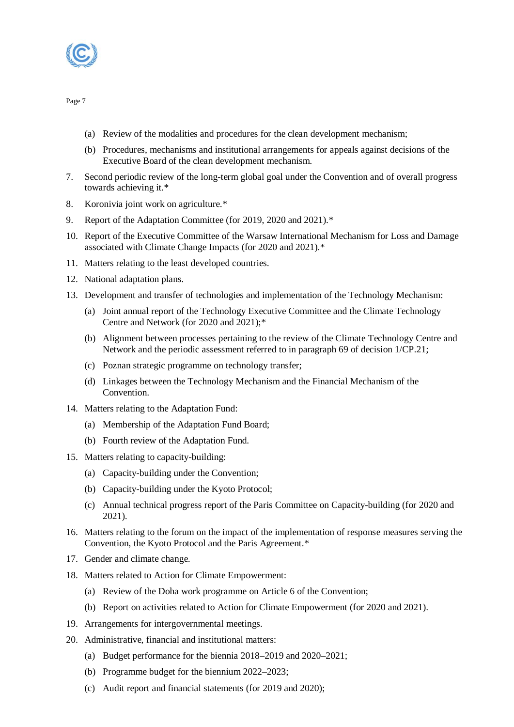(a) Review of the modalities and procedures for the clean development mechanism;

(b) Procedures, mechanisms and institutional arrangements for appeals against decisions of the Executive Board of the clean development mechanism.

7. Second periodic review of the long-term global goal under the Convention and of overall progress towards achieving it.*

8. Koronivia joint work on agriculture.*

9. Report of the Adaptation Committee (for 2019, 2020 and 2021).*

10. Report of the Executive Committee of the Warsaw International Mechanism for Loss and Damage associated with Climate Change Impacts (for 2020 and 2021).*

11. Matters relating to the least developed countries.

12. National adaptation plans.

13. Development and transfer of technologies and implementation of the Technology Mechanism:

    (a) Joint annual report of the Technology Executive Committee and the Climate Technology Centre and Network (for 2020 and 2021);*

    (b) Alignment between processes pertaining to the review of the Climate Technology Centre and Network and the periodic assessment referred to in paragraph 69 of decision 1/CP.21;

    (c) Poznan strategic programme on technology transfer;

    (d) Linkages between the Technology Mechanism and the Financial Mechanism of the Convention.

14. Matters relating to the Adaptation Fund:

    (a) Membership of the Adaptation Fund Board;

    (b) Fourth review of the Adaptation Fund.

15. Matters relating to capacity-building:

    (a) Capacity-building under the Convention;

    (b) Capacity-building under the Kyoto Protocol;

    (c) Annual technical progress report of the Paris Committee on Capacity-building (for 2020 and 2021).

16. Matters relating to the forum on the impact of the implementation of response measures serving the Convention, the Kyoto Protocol and the Paris Agreement.*

17. Gender and climate change.

18. Matters related to Action for Climate Empowerment:

    (a) Review of the Doha work programme on Article 6 of the Convention;

    (b) Report on activities related to Action for Climate Empowerment (for 2020 and 2021).

19. Arrangements for intergovernmental meetings.

20. Administrative, financial and institutional matters:

    (a) Budget performance for the biennia 2018–2019 and 2020–2021;

    (b) Programme budget for the biennium 2022–2023;

    (c) Audit report and financial statements (for 2019 and 2020);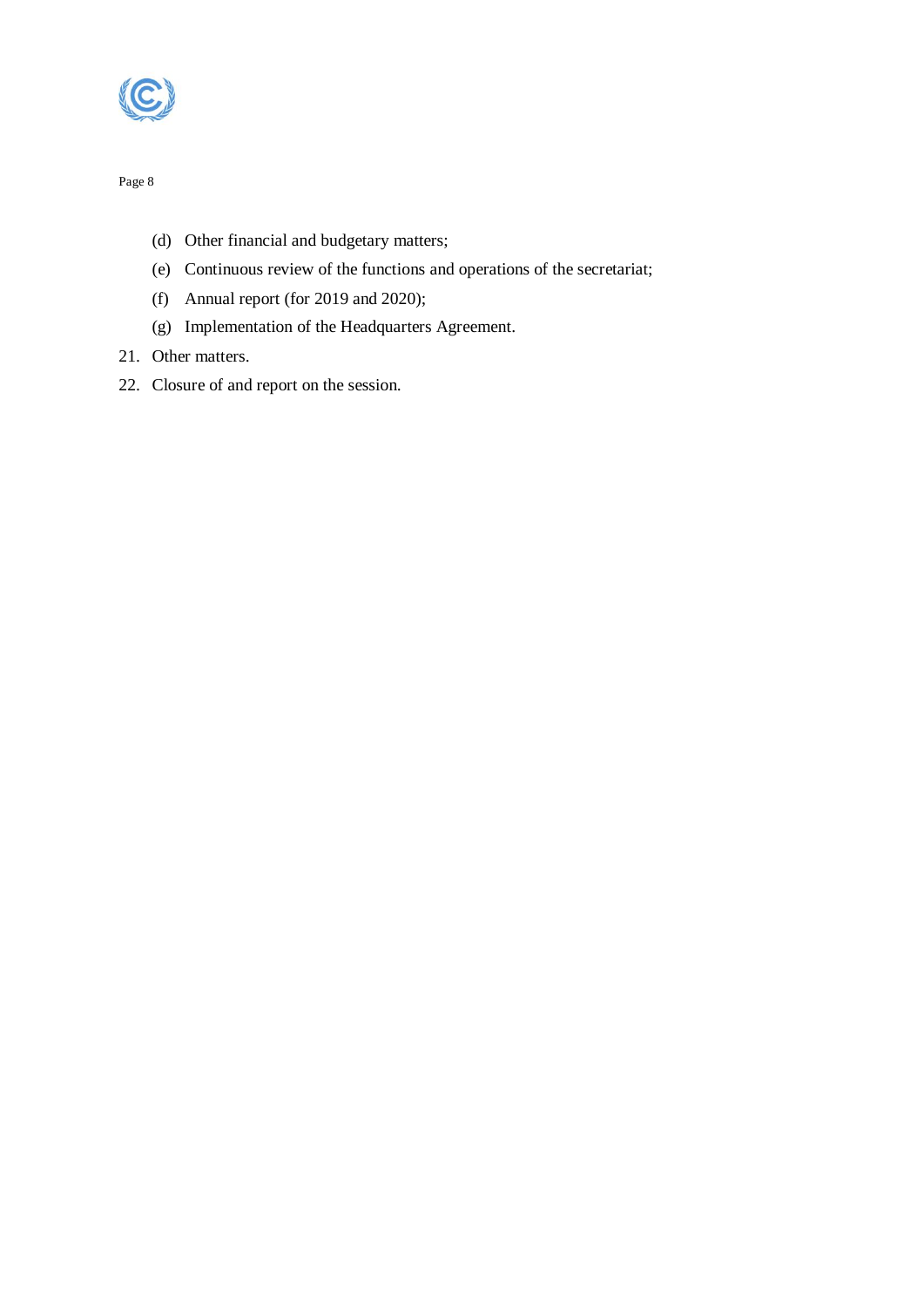(d) Other financial and budgetary matters;

(e) Continuous review of the functions and operations of the secretariat;

(f) Annual report (for 2019 and 2020);

(g) Implementation of the Headquarters Agreement.

21. Other matters.

22. Closure of and report on the session.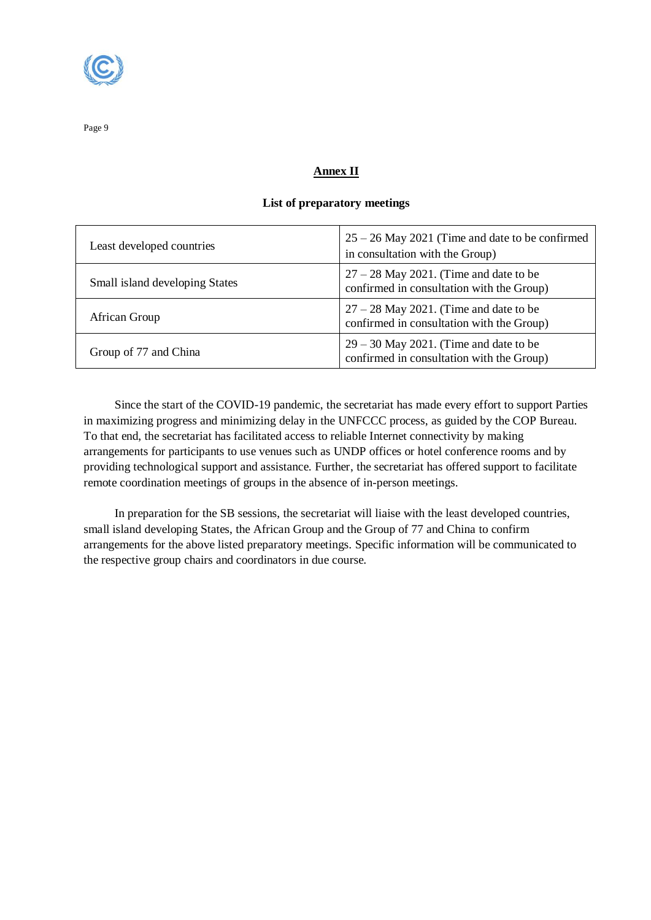## Annex II

### List of preparatory meetings

| | |
|---|---|
| Least developed countries | 25 – 26 May 2021 (Time and date to be confirmed in consultation with the Group) |
| Small island developing States | 27 – 28 May 2021. (Time and date to be confirmed in consultation with the Group) |
| African Group | 27 – 28 May 2021. (Time and date to be confirmed in consultation with the Group) |
| Group of 77 and China | 29 – 30 May 2021. (Time and date to be confirmed in consultation with the Group) |

Since the start of the COVID-19 pandemic, the secretariat has made every effort to support Parties in maximizing progress and minimizing delay in the UNFCCC process, as guided by the COP Bureau. To that end, the secretariat has facilitated access to reliable Internet connectivity by making arrangements for participants to use venues such as UNDP offices or hotel conference rooms and by providing technological support and assistance. Further, the secretariat has offered support to facilitate remote coordination meetings of groups in the absence of in-person meetings.

In preparation for the SB sessions, the secretariat will liaise with the least developed countries, small island developing States, the African Group and the Group of 77 and China to confirm arrangements for the above listed preparatory meetings. Specific information will be communicated to the respective group chairs and coordinators in due course.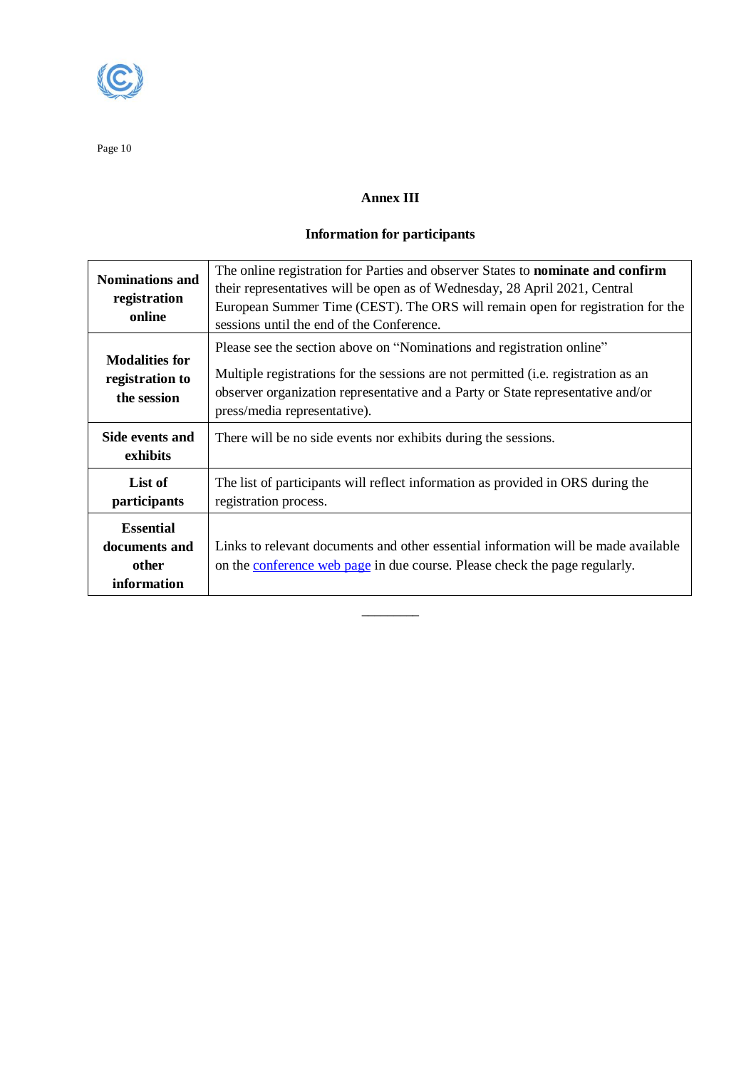## Annex III

### Information for participants

| | |
|---|---|
| **Nominations and registration online** | The online registration for Parties and observer States to **nominate and confirm** their representatives will be open as of Wednesday, 28 April 2021, Central European Summer Time (CEST). The ORS will remain open for registration for the sessions until the end of the Conference. |
| **Modalities for registration to the session** | Please see the section above on "Nominations and registration online"<br><br>Multiple registrations for the sessions are not permitted (i.e. registration as an observer organization representative and a Party or State representative and/or press/media representative). |
| **Side events and exhibits** | There will be no side events nor exhibits during the sessions. |
| **List of participants** | The list of participants will reflect information as provided in ORS during the registration process. |
| **Essential documents and other information** | Links to relevant documents and other essential information will be made available on the conference web page in due course. Please check the page regularly. |